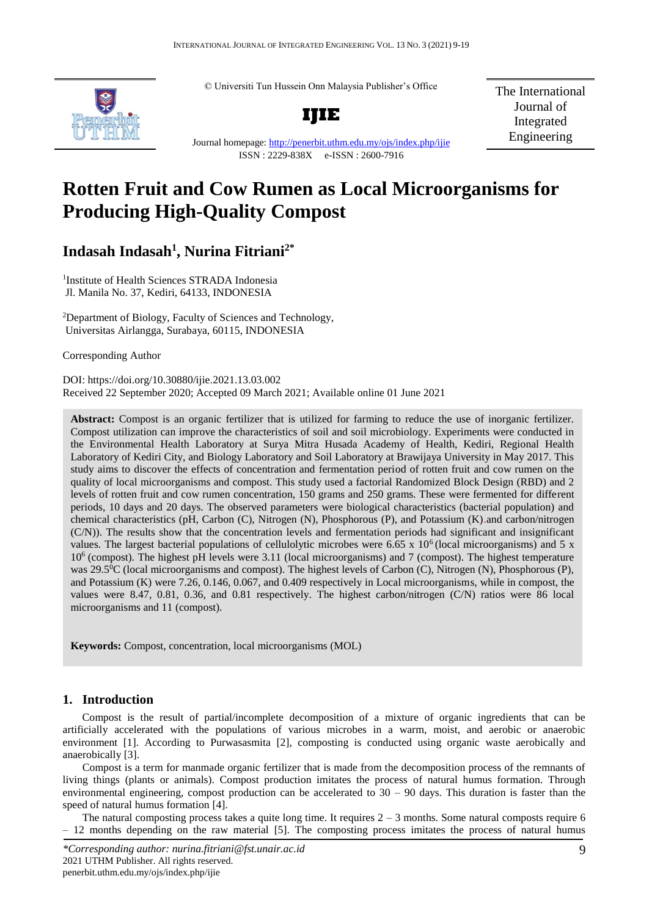© Universiti Tun Hussein Onn Malaysia Publisher's Office

**IJIE**

Journal homepage: http://penerbit.uthm.edu.my/ojs/index.php/ijie

ISSN : 2229-838X e-ISSN : 2600-7916

The International Journal of Integrated Engineering

# Rotten Fruit and Cow Rumen as Local Microorganisms for Producing High-Quality Compost

## Indasah Indasah[1], Nurina Fitriani[2*]

[1]Institute of Health Sciences STRADA Indonesia
Jl. Manila No. 37, Kediri, 64133, INDONESIA

[2]Department of Biology, Faculty of Sciences and Technology,
Universitas Airlangga, Surabaya, 60115, INDONESIA

Corresponding Author

DOI: https://doi.org/10.30880/ijie.2021.13.03.002
Received 22 September 2020; Accepted 09 March 2021; Available online 01 June 2021

**Abstract:** Compost is an organic fertilizer that is utilized for farming to reduce the use of inorganic fertilizer. Compost utilization can improve the characteristics of soil and soil microbiology. Experiments were conducted in the Environmental Health Laboratory at Surya Mitra Husada Academy of Health, Kediri, Regional Health Laboratory of Kediri City, and Biology Laboratory and Soil Laboratory at Brawijaya University in May 2017. This study aims to discover the effects of concentration and fermentation period of rotten fruit and cow rumen on the quality of local microorganisms and compost. This study used a factorial Randomized Block Design (RBD) and 2 levels of rotten fruit and cow rumen concentration, 150 grams and 250 grams. These were fermented for different periods, 10 days and 20 days. The observed parameters were biological characteristics (bacterial population) and chemical characteristics (pH, Carbon (C), Nitrogen (N), Phosphorous (P), and Potassium (K) and carbon/nitrogen (C/N)). The results show that the concentration levels and fermentation periods had significant and insignificant values. The largest bacterial populations of cellulolytic microbes were $6.65 \times 10^6$ (local microorganisms) and $5 \times 10^6$ (compost). The highest pH levels were 3.11 (local microorganisms) and 7 (compost). The highest temperature was $29.5^0$C (local microorganisms and compost). The highest levels of Carbon (C), Nitrogen (N), Phosphorous (P), and Potassium (K) were 7.26, 0.146, 0.067, and 0.409 respectively in Local microorganisms, while in compost, the values were 8.47, 0.81, 0.36, and 0.81 respectively. The highest carbon/nitrogen (C/N) ratios were 86 local microorganisms and 11 (compost).

**Keywords:** Compost, concentration, local microorganisms (MOL)

## 1. Introduction

Compost is the result of partial/incomplete decomposition of a mixture of organic ingredients that can be artificially accelerated with the populations of various microbes in a warm, moist, and aerobic or anaerobic environment [1]. According to Purwasasmita [2], composting is conducted using organic waste aerobically and anaerobically [3].

Compost is a term for manmade organic fertilizer that is made from the decomposition process of the remnants of living things (plants or animals). Compost production imitates the process of natural humus formation. Through environmental engineering, compost production can be accelerated to 30 – 90 days. This duration is faster than the speed of natural humus formation [4].

The natural composting process takes a quite long time. It requires 2 – 3 months. Some natural composts require 6 – 12 months depending on the raw material [5]. The composting process imitates the process of natural humus

*\*Corresponding author: nurina.fitriani@fst.unair.ac.id*
2021 UTHM Publisher. All rights reserved.
penerbit.uthm.edu.my/ojs/index.php/ijie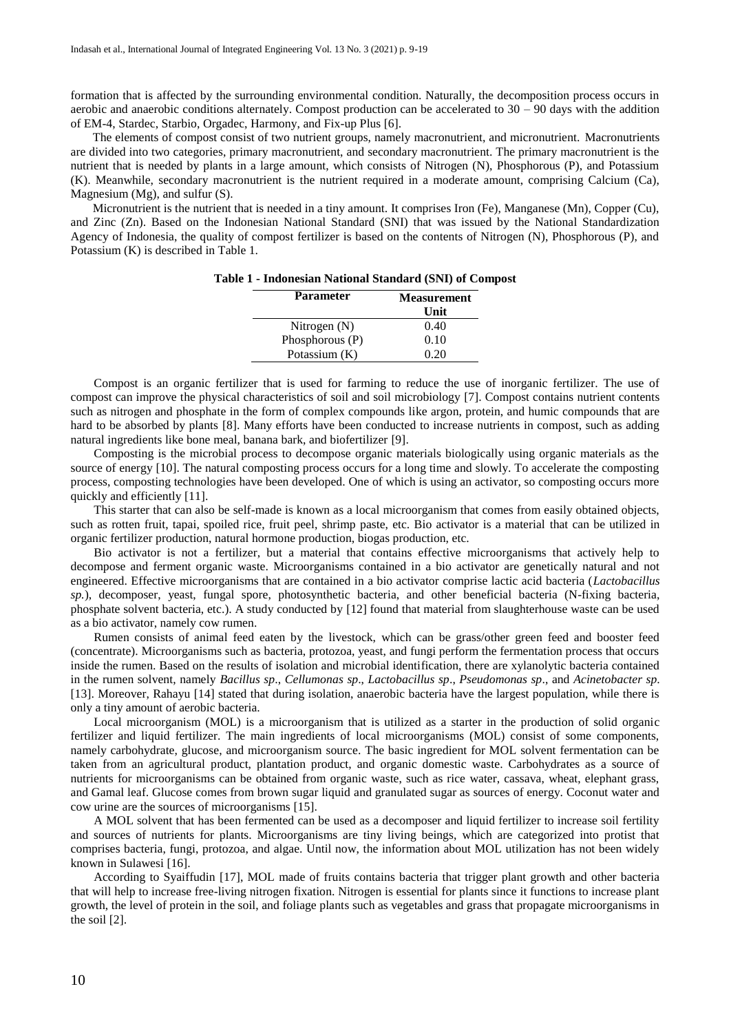formation that is affected by the surrounding environmental condition. Naturally, the decomposition process occurs in aerobic and anaerobic conditions alternately. Compost production can be accelerated to 30 – 90 days with the addition of EM-4, Stardec, Starbio, Orgadec, Harmony, and Fix-up Plus [6].

The elements of compost consist of two nutrient groups, namely macronutrient, and micronutrient. Macronutrients are divided into two categories, primary macronutrient, and secondary macronutrient. The primary macronutrient is the nutrient that is needed by plants in a large amount, which consists of Nitrogen (N), Phosphorous (P), and Potassium (K). Meanwhile, secondary macronutrient is the nutrient required in a moderate amount, comprising Calcium (Ca), Magnesium (Mg), and sulfur (S).

Micronutrient is the nutrient that is needed in a tiny amount. It comprises Iron (Fe), Manganese (Mn), Copper (Cu), and Zinc (Zn). Based on the Indonesian National Standard (SNI) that was issued by the National Standardization Agency of Indonesia, the quality of compost fertilizer is based on the contents of Nitrogen (N), Phosphorous (P), and Potassium (K) is described in Table 1.

**Table 1 - Indonesian National Standard (SNI) of Compost**

| Parameter | Measurement Unit |
|---|---|
| Nitrogen (N) | 0.40 |
| Phosphorous (P) | 0.10 |
| Potassium (K) | 0.20 |

Compost is an organic fertilizer that is used for farming to reduce the use of inorganic fertilizer. The use of compost can improve the physical characteristics of soil and soil microbiology [7]. Compost contains nutrient contents such as nitrogen and phosphate in the form of complex compounds like argon, protein, and humic compounds that are hard to be absorbed by plants [8]. Many efforts have been conducted to increase nutrients in compost, such as adding natural ingredients like bone meal, banana bark, and biofertilizer [9].

Composting is the microbial process to decompose organic materials biologically using organic materials as the source of energy [10]. The natural composting process occurs for a long time and slowly. To accelerate the composting process, composting technologies have been developed. One of which is using an activator, so composting occurs more quickly and efficiently [11].

This starter that can also be self-made is known as a local microorganism that comes from easily obtained objects, such as rotten fruit, tapai, spoiled rice, fruit peel, shrimp paste, etc. Bio activator is a material that can be utilized in organic fertilizer production, natural hormone production, biogas production, etc.

Bio activator is not a fertilizer, but a material that contains effective microorganisms that actively help to decompose and ferment organic waste. Microorganisms contained in a bio activator are genetically natural and not engineered. Effective microorganisms that are contained in a bio activator comprise lactic acid bacteria (*Lactobacillus sp.*), decomposer, yeast, fungal spore, photosynthetic bacteria, and other beneficial bacteria (N-fixing bacteria, phosphate solvent bacteria, etc.). A study conducted by [12] found that material from slaughterhouse waste can be used as a bio activator, namely cow rumen.

Rumen consists of animal feed eaten by the livestock, which can be grass/other green feed and booster feed (concentrate). Microorganisms such as bacteria, protozoa, yeast, and fungi perform the fermentation process that occurs inside the rumen. Based on the results of isolation and microbial identification, there are xylanolytic bacteria contained in the rumen solvent, namely *Bacillus sp*., *Cellumonas sp*., *Lactobacillus sp*., *Pseudomonas sp*., and *Acinetobacter sp*. [13]. Moreover, Rahayu [14] stated that during isolation, anaerobic bacteria have the largest population, while there is only a tiny amount of aerobic bacteria.

Local microorganism (MOL) is a microorganism that is utilized as a starter in the production of solid organic fertilizer and liquid fertilizer. The main ingredients of local microorganisms (MOL) consist of some components, namely carbohydrate, glucose, and microorganism source. The basic ingredient for MOL solvent fermentation can be taken from an agricultural product, plantation product, and organic domestic waste. Carbohydrates as a source of nutrients for microorganisms can be obtained from organic waste, such as rice water, cassava, wheat, elephant grass, and Gamal leaf. Glucose comes from brown sugar liquid and granulated sugar as sources of energy. Coconut water and cow urine are the sources of microorganisms [15].

A MOL solvent that has been fermented can be used as a decomposer and liquid fertilizer to increase soil fertility and sources of nutrients for plants. Microorganisms are tiny living beings, which are categorized into protist that comprises bacteria, fungi, protozoa, and algae. Until now, the information about MOL utilization has not been widely known in Sulawesi [16].

According to Syaiffudin [17], MOL made of fruits contains bacteria that trigger plant growth and other bacteria that will help to increase free-living nitrogen fixation. Nitrogen is essential for plants since it functions to increase plant growth, the level of protein in the soil, and foliage plants such as vegetables and grass that propagate microorganisms in the soil [2].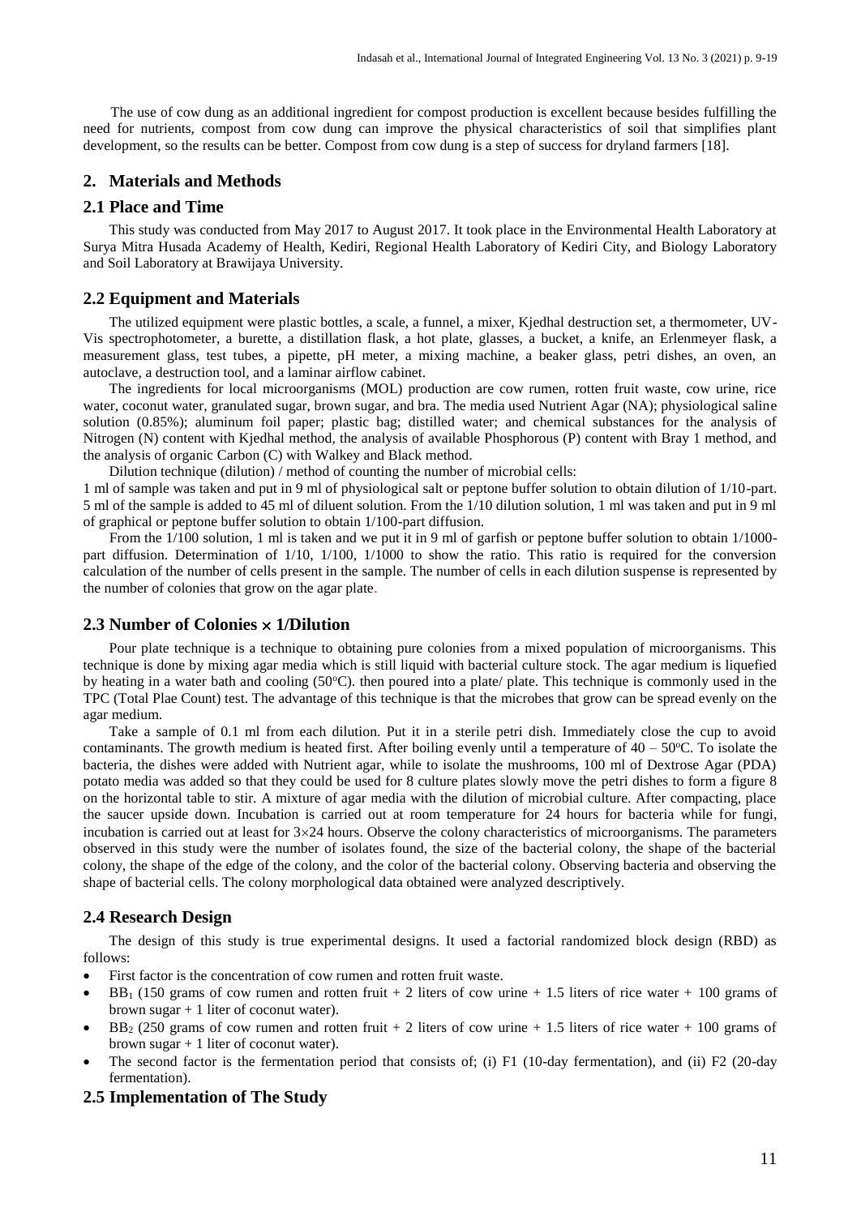The use of cow dung as an additional ingredient for compost production is excellent because besides fulfilling the need for nutrients, compost from cow dung can improve the physical characteristics of soil that simplifies plant development, so the results can be better. Compost from cow dung is a step of success for dryland farmers [18].

## 2. Materials and Methods

### 2.1 Place and Time

This study was conducted from May 2017 to August 2017. It took place in the Environmental Health Laboratory at Surya Mitra Husada Academy of Health, Kediri, Regional Health Laboratory of Kediri City, and Biology Laboratory and Soil Laboratory at Brawijaya University.

### 2.2 Equipment and Materials

The utilized equipment were plastic bottles, a scale, a funnel, a mixer, Kjedhal destruction set, a thermometer, UV-Vis spectrophotometer, a burette, a distillation flask, a hot plate, glasses, a bucket, a knife, an Erlenmeyer flask, a measurement glass, test tubes, a pipette, pH meter, a mixing machine, a beaker glass, petri dishes, an oven, an autoclave, a destruction tool, and a laminar airflow cabinet.

The ingredients for local microorganisms (MOL) production are cow rumen, rotten fruit waste, cow urine, rice water, coconut water, granulated sugar, brown sugar, and bra. The media used Nutrient Agar (NA); physiological saline solution (0.85%); aluminum foil paper; plastic bag; distilled water; and chemical substances for the analysis of Nitrogen (N) content with Kjedhal method, the analysis of available Phosphorous (P) content with Bray 1 method, and the analysis of organic Carbon (C) with Walkey and Black method.

Dilution technique (dilution) / method of counting the number of microbial cells:

1 ml of sample was taken and put in 9 ml of physiological salt or peptone buffer solution to obtain dilution of 1/10-part. 5 ml of the sample is added to 45 ml of diluent solution. From the 1/10 dilution solution, 1 ml was taken and put in 9 ml of graphical or peptone buffer solution to obtain 1/100-part diffusion.

From the 1/100 solution, 1 ml is taken and we put it in 9 ml of garfish or peptone buffer solution to obtain 1/1000-part diffusion. Determination of 1/10, 1/100, 1/1000 to show the ratio. This ratio is required for the conversion calculation of the number of cells present in the sample. The number of cells in each dilution suspense is represented by the number of colonies that grow on the agar plate.

### 2.3 Number of Colonies × 1/Dilution

Pour plate technique is a technique to obtaining pure colonies from a mixed population of microorganisms. This technique is done by mixing agar media which is still liquid with bacterial culture stock. The agar medium is liquefied by heating in a water bath and cooling (50$^{o}$C). then poured into a plate/ plate. This technique is commonly used in the TPC (Total Plae Count) test. The advantage of this technique is that the microbes that grow can be spread evenly on the agar medium.

Take a sample of 0.1 ml from each dilution. Put it in a sterile petri dish. Immediately close the cup to avoid contaminants. The growth medium is heated first. After boiling evenly until a temperature of 40 – 50$^{o}$C. To isolate the bacteria, the dishes were added with Nutrient agar, while to isolate the mushrooms, 100 ml of Dextrose Agar (PDA) potato media was added so that they could be used for 8 culture plates slowly move the petri dishes to form a figure 8 on the horizontal table to stir. A mixture of agar media with the dilution of microbial culture. After compacting, place the saucer upside down. Incubation is carried out at room temperature for 24 hours for bacteria while for fungi, incubation is carried out at least for 3×24 hours. Observe the colony characteristics of microorganisms. The parameters observed in this study were the number of isolates found, the size of the bacterial colony, the shape of the bacterial colony, the shape of the edge of the colony, and the color of the bacterial colony. Observing bacteria and observing the shape of bacterial cells. The colony morphological data obtained were analyzed descriptively.

### 2.4 Research Design

The design of this study is true experimental designs. It used a factorial randomized block design (RBD) as follows:

- First factor is the concentration of cow rumen and rotten fruit waste.
- $BB_1$ (150 grams of cow rumen and rotten fruit + 2 liters of cow urine + 1.5 liters of rice water + 100 grams of brown sugar + 1 liter of coconut water).
- $BB_2$ (250 grams of cow rumen and rotten fruit + 2 liters of cow urine + 1.5 liters of rice water + 100 grams of brown sugar + 1 liter of coconut water).
- The second factor is the fermentation period that consists of; (i) F1 (10-day fermentation), and (ii) F2 (20-day fermentation).

### 2.5 Implementation of The Study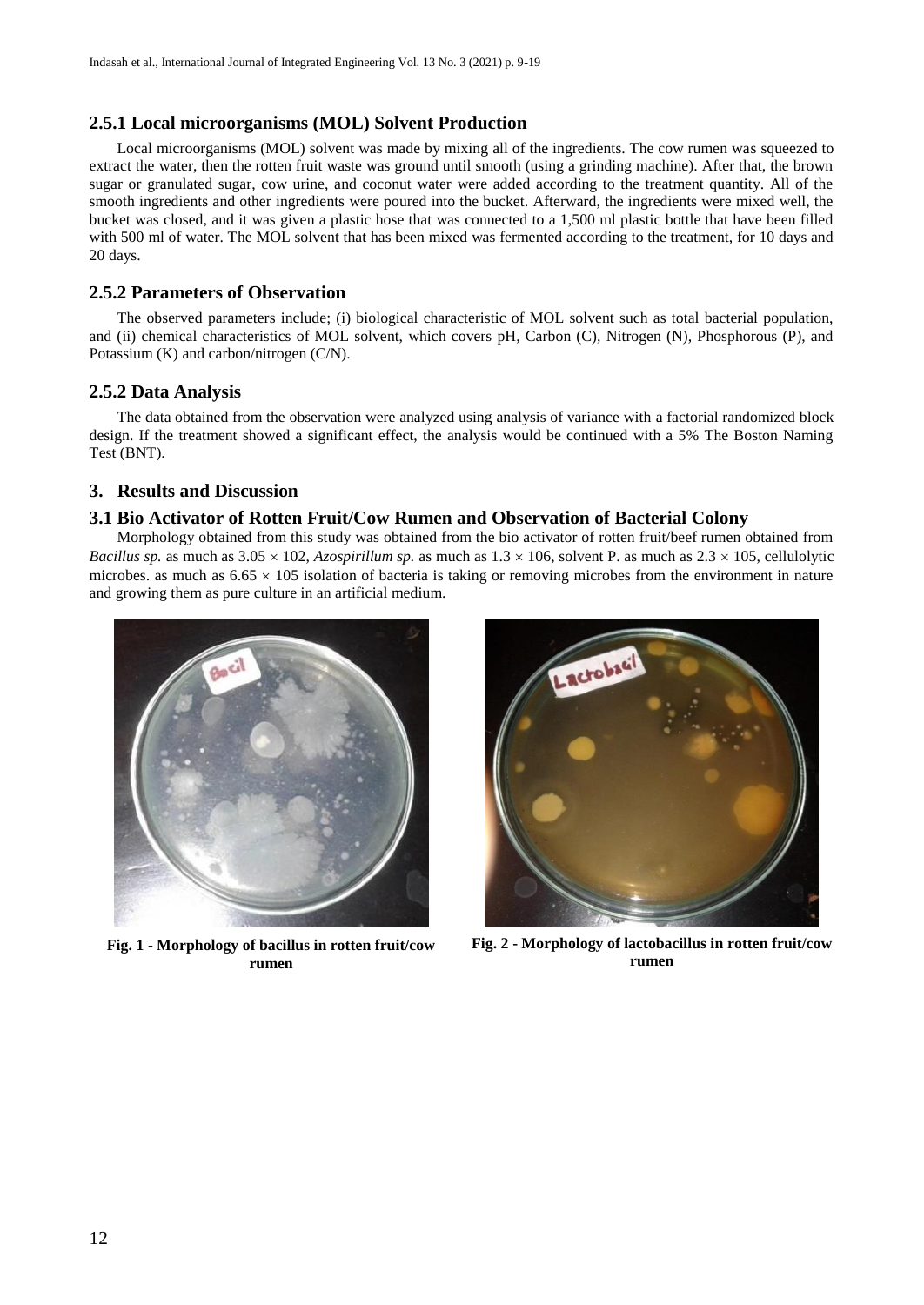### 2.5.1 Local microorganisms (MOL) Solvent Production

Local microorganisms (MOL) solvent was made by mixing all of the ingredients. The cow rumen was squeezed to extract the water, then the rotten fruit waste was ground until smooth (using a grinding machine). After that, the brown sugar or granulated sugar, cow urine, and coconut water were added according to the treatment quantity. All of the smooth ingredients and other ingredients were poured into the bucket. Afterward, the ingredients were mixed well, the bucket was closed, and it was given a plastic hose that was connected to a 1,500 ml plastic bottle that have been filled with 500 ml of water. The MOL solvent that has been mixed was fermented according to the treatment, for 10 days and 20 days.

### 2.5.2 Parameters of Observation

The observed parameters include; (i) biological characteristic of MOL solvent such as total bacterial population, and (ii) chemical characteristics of MOL solvent, which covers pH, Carbon (C), Nitrogen (N), Phosphorous (P), and Potassium (K) and carbon/nitrogen (C/N).

### 2.5.2 Data Analysis

The data obtained from the observation were analyzed using analysis of variance with a factorial randomized block design. If the treatment showed a significant effect, the analysis would be continued with a 5% The Boston Naming Test (BNT).

## 3. Results and Discussion

### 3.1 Bio Activator of Rotten Fruit/Cow Rumen and Observation of Bacterial Colony

Morphology obtained from this study was obtained from the bio activator of rotten fruit/beef rumen obtained from *Bacillus sp.* as much as $3.05 \times 102$, *Azospirillum sp.* as much as $1.3 \times 106$, solvent P. as much as $2.3 \times 105$, cellulolytic microbes. as much as $6.65 \times 105$ isolation of bacteria is taking or removing microbes from the environment in nature and growing them as pure culture in an artificial medium.

**Fig. 1 - Morphology of bacillus in rotten fruit/cow rumen**

**Fig. 2 - Morphology of lactobacillus in rotten fruit/cow rumen**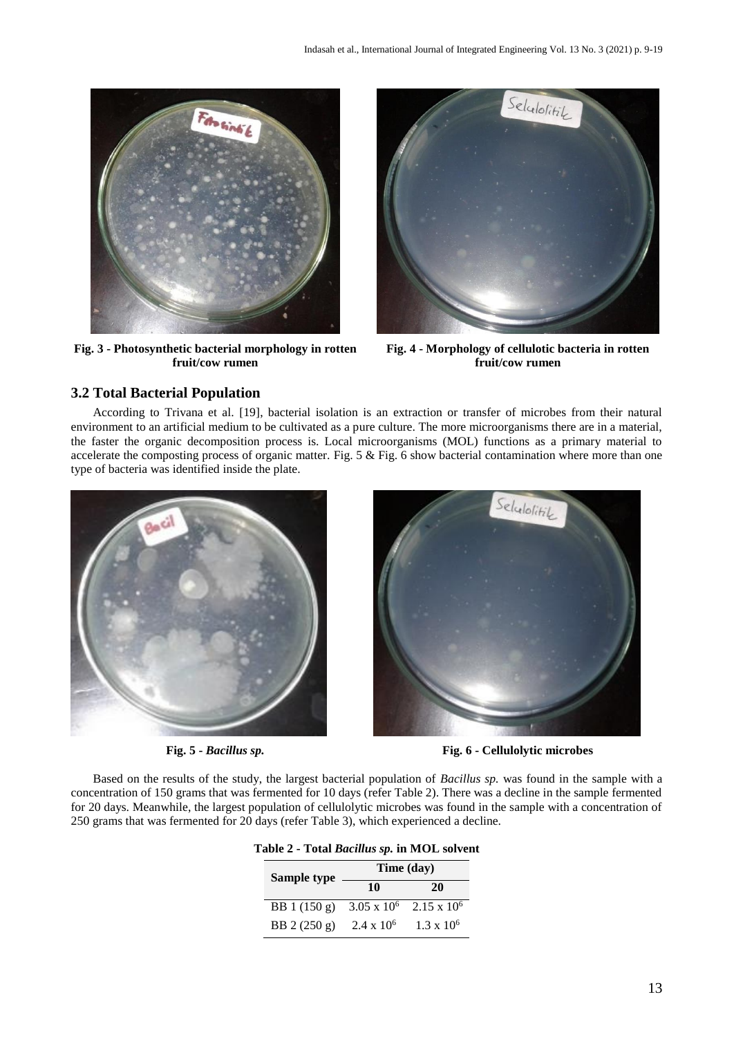Fig. 3 - Photosynthetic bacterial morphology in rotten fruit/cow rumen

Fig. 4 - Morphology of cellulotic bacteria in rotten fruit/cow rumen

## 3.2 Total Bacterial Population

According to Trivana et al. [19], bacterial isolation is an extraction or transfer of microbes from their natural environment to an artificial medium to be cultivated as a pure culture. The more microorganisms there are in a material, the faster the organic decomposition process is. Local microorganisms (MOL) functions as a primary material to accelerate the composting process of organic matter. Fig. 5 & Fig. 6 show bacterial contamination where more than one type of bacteria was identified inside the plate.

**Fig. 5 -** ***Bacillus sp.***

**Fig. 6 - Cellulolytic microbes**

Based on the results of the study, the largest bacterial population of *Bacillus sp.* was found in the sample with a concentration of 150 grams that was fermented for 10 days (refer Table 2). There was a decline in the sample fermented for 20 days. Meanwhile, the largest population of cellulolytic microbes was found in the sample with a concentration of 250 grams that was fermented for 20 days (refer Table 3), which experienced a decline.

**Table 2 - Total *Bacillus sp.* in MOL solvent**

| Sample type | Time (day) | |
|---|---|---|
| | 10 | 20 |
| BB 1 (150 g) | $3.05 \times 10^6$ | $2.15 \times 10^6$ |
| BB 2 (250 g) | $2.4 \times 10^6$ | $1.3 \times 10^6$ |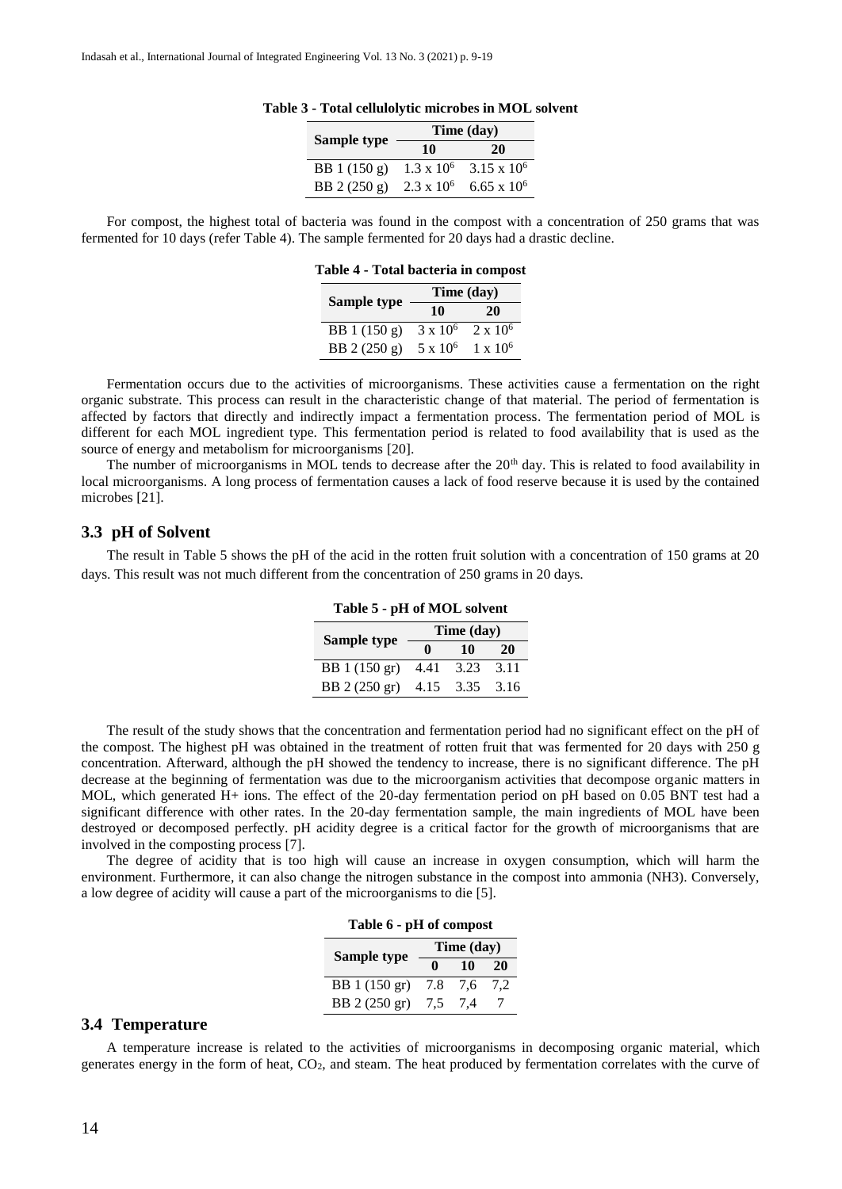**Table 3 - Total cellulolytic microbes in MOL solvent**

| Sample type | Time (day) | |
|---|---|---|
| | 10 | 20 |
| BB 1 (150 g) | $1.3 \times 10^6$ | $3.15 \times 10^6$ |
| BB 2 (250 g) | $2.3 \times 10^6$ | $6.65 \times 10^6$ |

For compost, the highest total of bacteria was found in the compost with a concentration of 250 grams that was fermented for 10 days (refer Table 4). The sample fermented for 20 days had a drastic decline.

**Table 4 - Total bacteria in compost**

| Sample type | Time (day) | |
|---|---|---|
| | 10 | 20 |
| BB 1 (150 g) | $3 \times 10^6$ | $2 \times 10^6$ |
| BB 2 (250 g) | $5 \times 10^6$ | $1 \times 10^6$ |

Fermentation occurs due to the activities of microorganisms. These activities cause a fermentation on the right organic substrate. This process can result in the characteristic change of that material. The period of fermentation is affected by factors that directly and indirectly impact a fermentation process. The fermentation period of MOL is different for each MOL ingredient type. This fermentation period is related to food availability that is used as the source of energy and metabolism for microorganisms [20].

The number of microorganisms in MOL tends to decrease after the 20th day. This is related to food availability in local microorganisms. A long process of fermentation causes a lack of food reserve because it is used by the contained microbes [21].

### 3.3 pH of Solvent

The result in Table 5 shows the pH of the acid in the rotten fruit solution with a concentration of 150 grams at 20 days. This result was not much different from the concentration of 250 grams in 20 days.

**Table 5 - pH of MOL solvent**

| Sample type | Time (day) | | |
|---|---|---|---|
| | 0 | 10 | 20 |
| BB 1 (150 gr) | 4.41 | 3.23 | 3.11 |
| BB 2 (250 gr) | 4.15 | 3.35 | 3.16 |

The result of the study shows that the concentration and fermentation period had no significant effect on the pH of the compost. The highest pH was obtained in the treatment of rotten fruit that was fermented for 20 days with 250 g concentration. Afterward, although the pH showed the tendency to increase, there is no significant difference. The pH decrease at the beginning of fermentation was due to the microorganism activities that decompose organic matters in MOL, which generated $H^+$ ions. The effect of the 20-day fermentation period on pH based on 0.05 BNT test had a significant difference with other rates. In the 20-day fermentation sample, the main ingredients of MOL have been destroyed or decomposed perfectly. pH acidity degree is a critical factor for the growth of microorganisms that are involved in the composting process [7].

The degree of acidity that is too high will cause an increase in oxygen consumption, which will harm the environment. Furthermore, it can also change the nitrogen substance in the compost into ammonia ($NH_3$). Conversely, a low degree of acidity will cause a part of the microorganisms to die [5].

**Table 6 - pH of compost**

| Sample type | Time (day) | | |
|---|---|---|---|
| | 0 | 10 | 20 |
| BB 1 (150 gr) | 7.8 | 7,6 | 7,2 |
| BB 2 (250 gr) | 7,5 | 7,4 | 7 |

### 3.4 Temperature

A temperature increase is related to the activities of microorganisms in decomposing organic material, which generates energy in the form of heat, $CO_2$, and steam. The heat produced by fermentation correlates with the curve of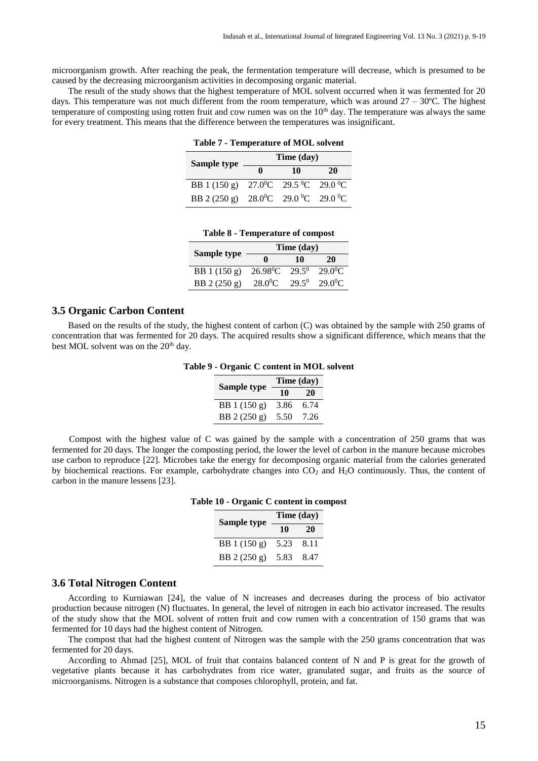microorganism growth. After reaching the peak, the fermentation temperature will decrease, which is presumed to be caused by the decreasing microorganism activities in decomposing organic material.

The result of the study shows that the highest temperature of MOL solvent occurred when it was fermented for 20 days. This temperature was not much different from the room temperature, which was around 27 – 30ºC. The highest temperature of composting using rotten fruit and cow rumen was on the 10th day. The temperature was always the same for every treatment. This means that the difference between the temperatures was insignificant.

**Table 7 - Temperature of MOL solvent**

| Sample type | Time (day) | | |
|---|---|---|---|
| | 0 | 10 | 20 |
| BB 1 (150 g) | 27.0$^0$C | 29.5 $^0$C | 29.0 $^0$C |
| BB 2 (250 g) | 28.0$^0$C | 29.0 $^0$C | 29.0 $^0$C |

**Table 8 - Temperature of compost**

| Sample type | Time (day) | | |
|---|---|---|---|
| | 0 | 10 | 20 |
| BB 1 (150 g) | 26.98$^0$C | 29.5$^0$ | 29.0$^0$C |
| BB 2 (250 g) | 28.0$^0$C | 29.5$^0$ | 29.0$^0$C |

## 3.5 Organic Carbon Content

Based on the results of the study, the highest content of carbon (C) was obtained by the sample with 250 grams of concentration that was fermented for 20 days. The acquired results show a significant difference, which means that the best MOL solvent was on the 20th day.

**Table 9 - Organic C content in MOL solvent**

| Sample type | Time (day) | |
|---|---|---|
| | 10 | 20 |
| BB 1 (150 g) | 3.86 | 6.74 |
| BB 2 (250 g) | 5.50 | 7.26 |

Compost with the highest value of C was gained by the sample with a concentration of 250 grams that was fermented for 20 days. The longer the composting period, the lower the level of carbon in the manure because microbes use carbon to reproduce [22]. Microbes take the energy for decomposing organic material from the calories generated by biochemical reactions. For example, carbohydrate changes into $CO_2$ and $H_2O$ continuously. Thus, the content of carbon in the manure lessens [23].

**Table 10 - Organic C content in compost**

| Sample type | Time (day) | |
|---|---|---|
| | 10 | 20 |
| BB 1 (150 g) | 5.23 | 8.11 |
| BB 2 (250 g) | 5.83 | 8.47 |

## 3.6 Total Nitrogen Content

According to Kurniawan [24], the value of N increases and decreases during the process of bio activator production because nitrogen (N) fluctuates. In general, the level of nitrogen in each bio activator increased. The results of the study show that the MOL solvent of rotten fruit and cow rumen with a concentration of 150 grams that was fermented for 10 days had the highest content of Nitrogen.

The compost that had the highest content of Nitrogen was the sample with the 250 grams concentration that was fermented for 20 days.

According to Ahmad [25], MOL of fruit that contains balanced content of N and P is great for the growth of vegetative plants because it has carbohydrates from rice water, granulated sugar, and fruits as the source of microorganisms. Nitrogen is a substance that composes chlorophyll, protein, and fat.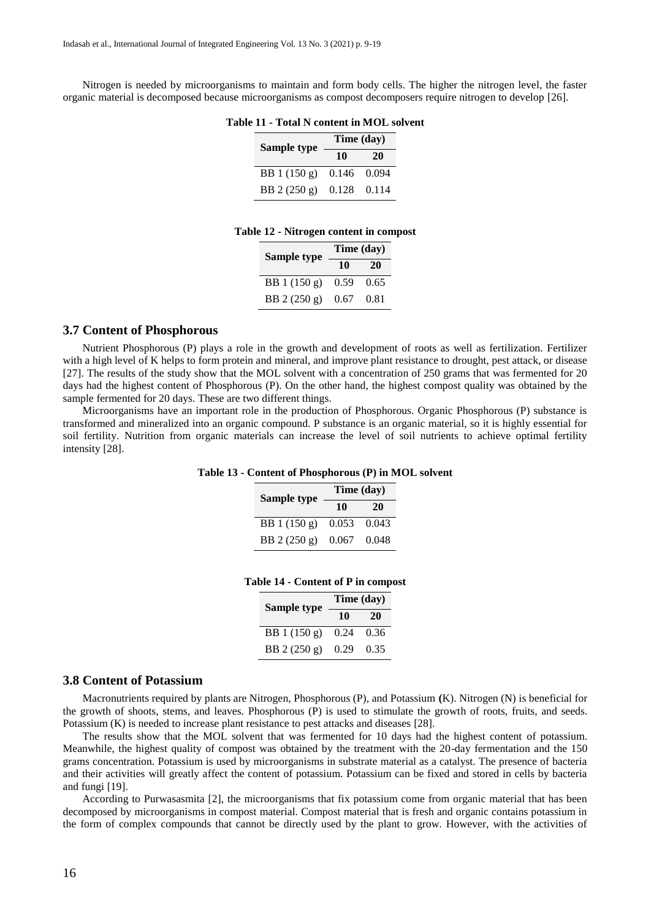Nitrogen is needed by microorganisms to maintain and form body cells. The higher the nitrogen level, the faster organic material is decomposed because microorganisms as compost decomposers require nitrogen to develop [26].

**Table 11 - Total N content in MOL solvent**

| Sample type | Time (day) | |
|---|---|---|
| | 10 | 20 |
| BB 1 (150 g) | 0.146 | 0.094 |
| BB 2 (250 g) | 0.128 | 0.114 |

**Table 12 - Nitrogen content in compost**

| Sample type | Time (day) | |
|---|---|---|
| | 10 | 20 |
| BB 1 (150 g) | 0.59 | 0.65 |
| BB 2 (250 g) | 0.67 | 0.81 |

### 3.7 Content of Phosphorous

Nutrient Phosphorous (P) plays a role in the growth and development of roots as well as fertilization. Fertilizer with a high level of K helps to form protein and mineral, and improve plant resistance to drought, pest attack, or disease [27]. The results of the study show that the MOL solvent with a concentration of 250 grams that was fermented for 20 days had the highest content of Phosphorous (P). On the other hand, the highest compost quality was obtained by the sample fermented for 20 days. These are two different things.

Microorganisms have an important role in the production of Phosphorous. Organic Phosphorous (P) substance is transformed and mineralized into an organic compound. P substance is an organic material, so it is highly essential for soil fertility. Nutrition from organic materials can increase the level of soil nutrients to achieve optimal fertility intensity [28].

**Table 13 - Content of Phosphorous (P) in MOL solvent**

| Sample type | Time (day) | |
|---|---|---|
| | 10 | 20 |
| BB 1 (150 g) | 0.053 | 0.043 |
| BB 2 (250 g) | 0.067 | 0.048 |

**Table 14 - Content of P in compost**

| Sample type | Time (day) | |
|---|---|---|
| | 10 | 20 |
| BB 1 (150 g) | 0.24 | 0.36 |
| BB 2 (250 g) | 0.29 | 0.35 |

### 3.8 Content of Potassium

Macronutrients required by plants are Nitrogen, Phosphorous (P), and Potassium (K). Nitrogen (N) is beneficial for the growth of shoots, stems, and leaves. Phosphorous (P) is used to stimulate the growth of roots, fruits, and seeds. Potassium (K) is needed to increase plant resistance to pest attacks and diseases [28].

The results show that the MOL solvent that was fermented for 10 days had the highest content of potassium. Meanwhile, the highest quality of compost was obtained by the treatment with the 20-day fermentation and the 150 grams concentration. Potassium is used by microorganisms in substrate material as a catalyst. The presence of bacteria and their activities will greatly affect the content of potassium. Potassium can be fixed and stored in cells by bacteria and fungi [19].

According to Purwasasmita [2], the microorganisms that fix potassium come from organic material that has been decomposed by microorganisms in compost material. Compost material that is fresh and organic contains potassium in the form of complex compounds that cannot be directly used by the plant to grow. However, with the activities of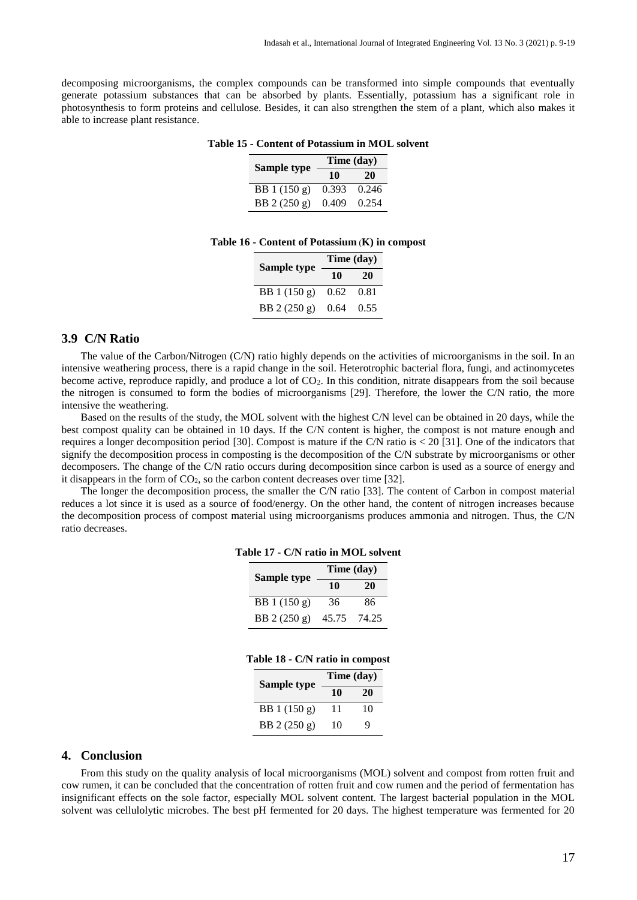decomposing microorganisms, the complex compounds can be transformed into simple compounds that eventually generate potassium substances that can be absorbed by plants. Essentially, potassium has a significant role in photosynthesis to form proteins and cellulose. Besides, it can also strengthen the stem of a plant, which also makes it able to increase plant resistance.

**Table 15 - Content of Potassium in MOL solvent**

| Sample type | Time (day) | |
|---|---|---|
| | **10** | **20** |
| BB 1 (150 g) | 0.393 | 0.246 |
| BB 2 (250 g) | 0.409 | 0.254 |

**Table 16 - Content of Potassium (K) in compost**

| Sample type | Time (day) | |
|---|---|---|
| | **10** | **20** |
| BB 1 (150 g) | 0.62 | 0.81 |
| BB 2 (250 g) | 0.64 | 0.55 |

## 3.9 C/N Ratio

The value of the Carbon/Nitrogen (C/N) ratio highly depends on the activities of microorganisms in the soil. In an intensive weathering process, there is a rapid change in the soil. Heterotrophic bacterial flora, fungi, and actinomycetes become active, reproduce rapidly, and produce a lot of $CO_2$. In this condition, nitrate disappears from the soil because the nitrogen is consumed to form the bodies of microorganisms [29]. Therefore, the lower the C/N ratio, the more intensive the weathering.

Based on the results of the study, the MOL solvent with the highest C/N level can be obtained in 20 days, while the best compost quality can be obtained in 10 days. If the C/N content is higher, the compost is not mature enough and requires a longer decomposition period [30]. Compost is mature if the C/N ratio is < 20 [31]. One of the indicators that signify the decomposition process in composting is the decomposition of the C/N substrate by microorganisms or other decomposers. The change of the C/N ratio occurs during decomposition since carbon is used as a source of energy and it disappears in the form of $CO_2$, so the carbon content decreases over time [32].

The longer the decomposition process, the smaller the C/N ratio [33]. The content of Carbon in compost material reduces a lot since it is used as a source of food/energy. On the other hand, the content of nitrogen increases because the decomposition process of compost material using microorganisms produces ammonia and nitrogen. Thus, the C/N ratio decreases.

**Table 17 - C/N ratio in MOL solvent**

| Sample type | Time (day) | |
|---|---|---|
| | **10** | **20** |
| BB 1 (150 g) | 36 | 86 |
| BB 2 (250 g) | 45.75 | 74.25 |

**Table 18 - C/N ratio in compost**

| Sample type | Time (day) | |
|---|---|---|
| | **10** | **20** |
| BB 1 (150 g) | 11 | 10 |
| BB 2 (250 g) | 10 | 9 |

## 4. Conclusion

From this study on the quality analysis of local microorganisms (MOL) solvent and compost from rotten fruit and cow rumen, it can be concluded that the concentration of rotten fruit and cow rumen and the period of fermentation has insignificant effects on the sole factor, especially MOL solvent content. The largest bacterial population in the MOL solvent was cellulolytic microbes. The best pH fermented for 20 days. The highest temperature was fermented for 20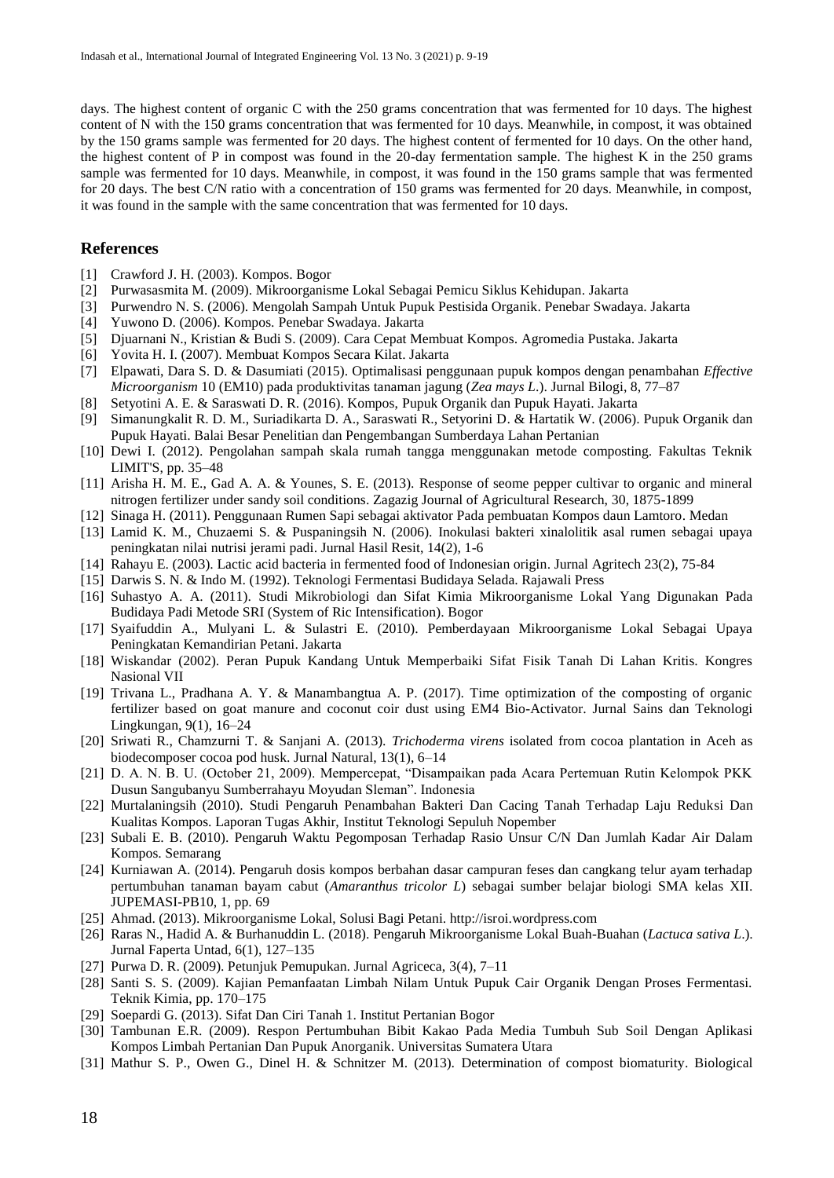days. The highest content of organic C with the 250 grams concentration that was fermented for 10 days. The highest content of N with the 150 grams concentration that was fermented for 10 days. Meanwhile, in compost, it was obtained by the 150 grams sample was fermented for 20 days. The highest content of fermented for 10 days. On the other hand, the highest content of P in compost was found in the 20-day fermentation sample. The highest K in the 250 grams sample was fermented for 10 days. Meanwhile, in compost, it was found in the 150 grams sample that was fermented for 20 days. The best C/N ratio with a concentration of 150 grams was fermented for 20 days. Meanwhile, in compost, it was found in the sample with the same concentration that was fermented for 10 days.

## References

[1] Crawford J. H. (2003). Kompos. Bogor

[2] Purwasasmita M. (2009). Mikroorganisme Lokal Sebagai Pemicu Siklus Kehidupan. Jakarta

[3] Purwendro N. S. (2006). Mengolah Sampah Untuk Pupuk Pestisida Organik. Penebar Swadaya. Jakarta

[4] Yuwono D. (2006). Kompos. Penebar Swadaya. Jakarta

[5] Djuarnani N., Kristian & Budi S. (2009). Cara Cepat Membuat Kompos. Agromedia Pustaka. Jakarta

[6] Yovita H. I. (2007). Membuat Kompos Secara Kilat. Jakarta

[7] Elpawati, Dara S. D. & Dasumiati (2015). Optimalisasi penggunaan pupuk kompos dengan penambahan *Effective Microorganism* 10 (EM10) pada produktivitas tanaman jagung (*Zea mays L*.). Jurnal Bilogi, 8, 77–87

[8] Setyotini A. E. & Saraswati D. R. (2016). Kompos, Pupuk Organik dan Pupuk Hayati. Jakarta

[9] Simanungkalit R. D. M., Suriadikarta D. A., Saraswati R., Setyorini D. & Hartatik W. (2006). Pupuk Organik dan Pupuk Hayati. Balai Besar Penelitian dan Pengembangan Sumberdaya Lahan Pertanian

[10] Dewi I. (2012). Pengolahan sampah skala rumah tangga menggunakan metode composting. Fakultas Teknik LIMIT'S, pp. 35–48

[11] Arisha H. M. E., Gad A. A. & Younes, S. E. (2013). Response of seome pepper cultivar to organic and mineral nitrogen fertilizer under sandy soil conditions. Zagazig Journal of Agricultural Research, 30, 1875-1899

[12] Sinaga H. (2011). Penggunaan Rumen Sapi sebagai aktivator Pada pembuatan Kompos daun Lamtoro. Medan

[13] Lamid K. M., Chuzaemi S. & Puspaningsih N. (2006). Inokulasi bakteri xinalolitik asal rumen sebagai upaya peningkatan nilai nutrisi jerami padi. Jurnal Hasil Resit, 14(2), 1-6

[14] Rahayu E. (2003). Lactic acid bacteria in fermented food of Indonesian origin. Jurnal Agritech 23(2), 75-84

[15] Darwis S. N. & Indo M. (1992). Teknologi Fermentasi Budidaya Selada. Rajawali Press

[16] Suhastyo A. A. (2011). Studi Mikrobiologi dan Sifat Kimia Mikroorganisme Lokal Yang Digunakan Pada Budidaya Padi Metode SRI (System of Ric Intensification). Bogor

[17] Syaifuddin A., Mulyani L. & Sulastri E. (2010). Pemberdayaan Mikroorganisme Lokal Sebagai Upaya Peningkatan Kemandirian Petani. Jakarta

[18] Wiskandar (2002). Peran Pupuk Kandang Untuk Memperbaiki Sifat Fisik Tanah Di Lahan Kritis. Kongres Nasional VII

[19] Trivana L., Pradhana A. Y. & Manambangtua A. P. (2017). Time optimization of the composting of organic fertilizer based on goat manure and coconut coir dust using EM4 Bio-Activator. Jurnal Sains dan Teknologi Lingkungan, 9(1), 16–24

[20] Sriwati R., Chamzurni T. & Sanjani A. (2013). *Trichoderma virens* isolated from cocoa plantation in Aceh as biodecomposer cocoa pod husk. Jurnal Natural, 13(1), 6–14

[21] D. A. N. B. U. (October 21, 2009). Mempercepat, "Disampaikan pada Acara Pertemuan Rutin Kelompok PKK Dusun Sangubanyu Sumberrahayu Moyudan Sleman". Indonesia

[22] Murtalaningsih (2010). Studi Pengaruh Penambahan Bakteri Dan Cacing Tanah Terhadap Laju Reduksi Dan Kualitas Kompos. Laporan Tugas Akhir, Institut Teknologi Sepuluh Nopember

[23] Subali E. B. (2010). Pengaruh Waktu Pegomposan Terhadap Rasio Unsur C/N Dan Jumlah Kadar Air Dalam Kompos. Semarang

[24] Kurniawan A. (2014). Pengaruh dosis kompos berbahan dasar campuran feses dan cangkang telur ayam terhadap pertumbuhan tanaman bayam cabut (*Amaranthus tricolor L*) sebagai sumber belajar biologi SMA kelas XII. JUPEMASI-PB10, 1, pp. 69

[25] Ahmad. (2013). Mikroorganisme Lokal, Solusi Bagi Petani. http://isroi.wordpress.com

[26] Raras N., Hadid A. & Burhanuddin L. (2018). Pengaruh Mikroorganisme Lokal Buah-Buahan (*Lactuca sativa L*.). Jurnal Faperta Untad, 6(1), 127–135

[27] Purwa D. R. (2009). Petunjuk Pemupukan. Jurnal Agriceca, 3(4), 7–11

[28] Santi S. S. (2009). Kajian Pemanfaatan Limbah Nilam Untuk Pupuk Cair Organik Dengan Proses Fermentasi. Teknik Kimia, pp. 170–175

[29] Soepardi G. (2013). Sifat Dan Ciri Tanah 1. Institut Pertanian Bogor

[30] Tambunan E.R. (2009). Respon Pertumbuhan Bibit Kakao Pada Media Tumbuh Sub Soil Dengan Aplikasi Kompos Limbah Pertanian Dan Pupuk Anorganik. Universitas Sumatera Utara

[31] Mathur S. P., Owen G., Dinel H. & Schnitzer M. (2013). Determination of compost biomaturity. Biological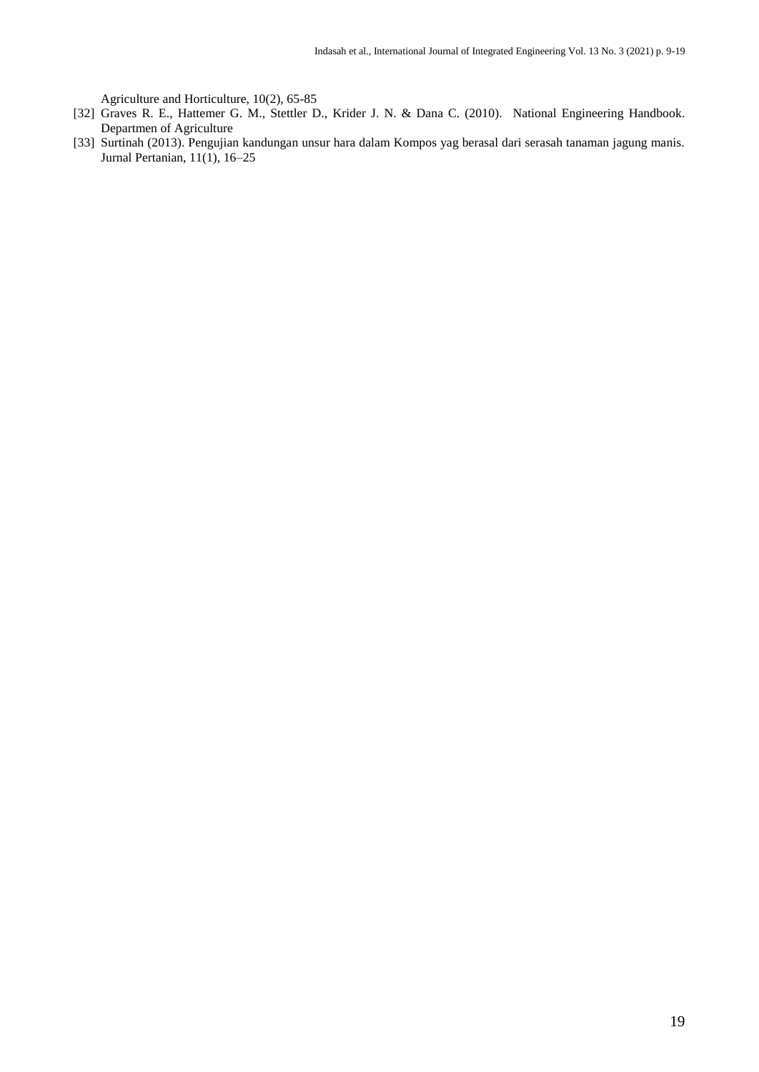Agriculture and Horticulture, 10(2), 65-85

[32] Graves R. E., Hattemer G. M., Stettler D., Krider J. N. & Dana C. (2010). National Engineering Handbook. Departmen of Agriculture

[33] Surtinah (2013). Pengujian kandungan unsur hara dalam Kompos yag berasal dari serasah tanaman jagung manis. Jurnal Pertanian, 11(1), 16–25